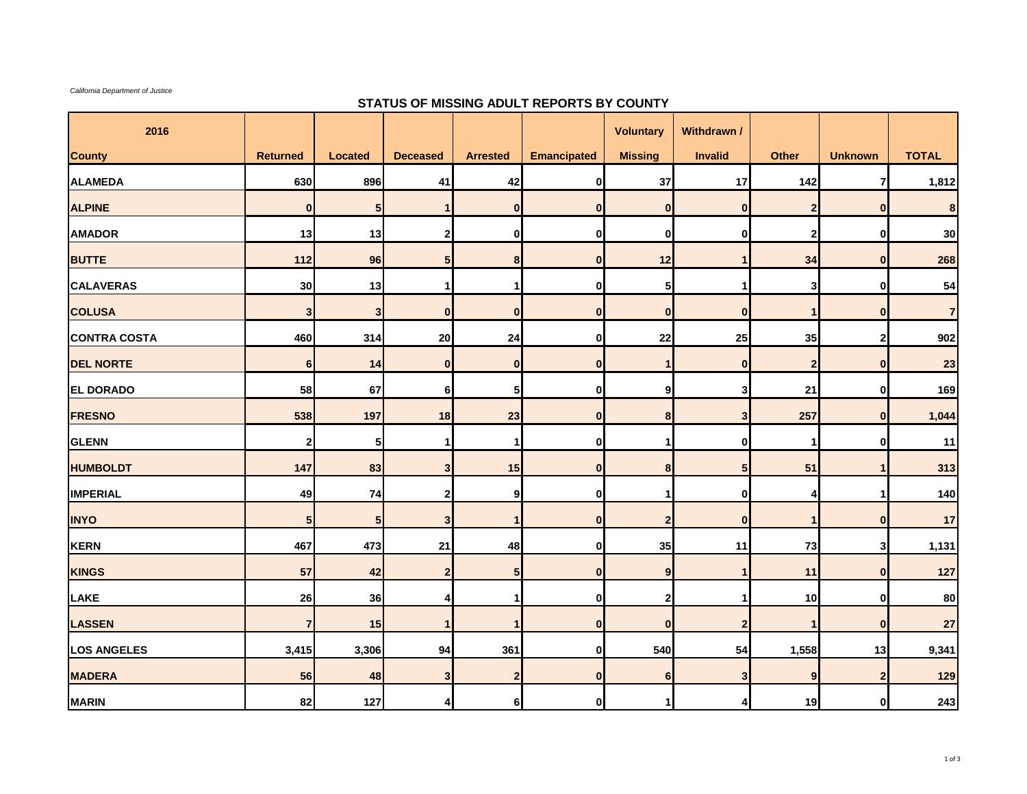*California Department of Justice*

## STATUS OF MISSING ADULT REPORTS BY COUNTY

| 2016<br>County | Returned | Located | Deceased | Arrested | Emancipated | Voluntary Missing | Withdrawn / Invalid | Other | Unknown | TOTAL |
|---|---|---|---|---|---|---|---|---|---|---|
| ALAMEDA | 630 | 896 | 41 | 42 | 0 | 37 | 17 | 142 | 7 | 1,812 |
| ALPINE | 0 | 5 | 1 | 0 | 0 | 0 | 0 | 2 | 0 | 8 |
| AMADOR | 13 | 13 | 2 | 0 | 0 | 0 | 0 | 2 | 0 | 30 |
| BUTTE | 112 | 96 | 5 | 8 | 0 | 12 | 1 | 34 | 0 | 268 |
| CALAVERAS | 30 | 13 | 1 | 1 | 0 | 5 | 1 | 3 | 0 | 54 |
| COLUSA | 3 | 3 | 0 | 0 | 0 | 0 | 0 | 1 | 0 | 7 |
| CONTRA COSTA | 460 | 314 | 20 | 24 | 0 | 22 | 25 | 35 | 2 | 902 |
| DEL NORTE | 6 | 14 | 0 | 0 | 0 | 1 | 0 | 2 | 0 | 23 |
| EL DORADO | 58 | 67 | 6 | 5 | 0 | 9 | 3 | 21 | 0 | 169 |
| FRESNO | 538 | 197 | 18 | 23 | 0 | 8 | 3 | 257 | 0 | 1,044 |
| GLENN | 2 | 5 | 1 | 1 | 0 | 1 | 0 | 1 | 0 | 11 |
| HUMBOLDT | 147 | 83 | 3 | 15 | 0 | 8 | 5 | 51 | 1 | 313 |
| IMPERIAL | 49 | 74 | 2 | 9 | 0 | 1 | 0 | 4 | 1 | 140 |
| INYO | 5 | 5 | 3 | 1 | 0 | 2 | 0 | 1 | 0 | 17 |
| KERN | 467 | 473 | 21 | 48 | 0 | 35 | 11 | 73 | 3 | 1,131 |
| KINGS | 57 | 42 | 2 | 5 | 0 | 9 | 1 | 11 | 0 | 127 |
| LAKE | 26 | 36 | 4 | 1 | 0 | 2 | 1 | 10 | 0 | 80 |
| LASSEN | 7 | 15 | 1 | 1 | 0 | 0 | 2 | 1 | 0 | 27 |
| LOS ANGELES | 3,415 | 3,306 | 94 | 361 | 0 | 540 | 54 | 1,558 | 13 | 9,341 |
| MADERA | 56 | 48 | 3 | 2 | 0 | 6 | 3 | 9 | 2 | 129 |
| MARIN | 82 | 127 | 4 | 6 | 0 | 1 | 4 | 19 | 0 | 243 |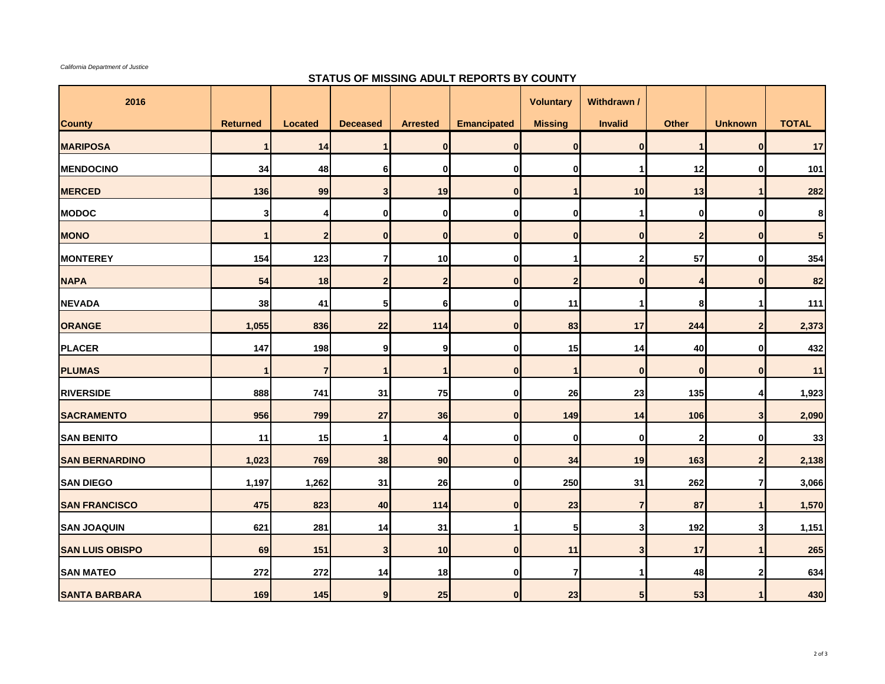*California Department of Justice*

## STATUS OF MISSING ADULT REPORTS BY COUNTY

| 2016 | | | | | | Voluntary | Withdrawn / | | | |
|---|---|---|---|---|---|---|---|---|---|---|
| **County** | **Returned** | **Located** | **Deceased** | **Arrested** | **Emancipated** | **Missing** | **Invalid** | **Other** | **Unknown** | **TOTAL** |
| **MARIPOSA** | 1 | 14 | 1 | 0 | 0 | 0 | 0 | 1 | 0 | 17 |
| **MENDOCINO** | 34 | 48 | 6 | 0 | 0 | 0 | 1 | 12 | 0 | 101 |
| **MERCED** | 136 | 99 | 3 | 19 | 0 | 1 | 10 | 13 | 1 | 282 |
| **MODOC** | 3 | 4 | 0 | 0 | 0 | 0 | 1 | 0 | 0 | 8 |
| **MONO** | 1 | 2 | 0 | 0 | 0 | 0 | 0 | 2 | 0 | 5 |
| **MONTEREY** | 154 | 123 | 7 | 10 | 0 | 1 | 2 | 57 | 0 | 354 |
| **NAPA** | 54 | 18 | 2 | 2 | 0 | 2 | 0 | 4 | 0 | 82 |
| **NEVADA** | 38 | 41 | 5 | 6 | 0 | 11 | 1 | 8 | 1 | 111 |
| **ORANGE** | 1,055 | 836 | 22 | 114 | 0 | 83 | 17 | 244 | 2 | 2,373 |
| **PLACER** | 147 | 198 | 9 | 9 | 0 | 15 | 14 | 40 | 0 | 432 |
| **PLUMAS** | 1 | 7 | 1 | 1 | 0 | 1 | 0 | 0 | 0 | 11 |
| **RIVERSIDE** | 888 | 741 | 31 | 75 | 0 | 26 | 23 | 135 | 4 | 1,923 |
| **SACRAMENTO** | 956 | 799 | 27 | 36 | 0 | 149 | 14 | 106 | 3 | 2,090 |
| **SAN BENITO** | 11 | 15 | 1 | 4 | 0 | 0 | 0 | 2 | 0 | 33 |
| **SAN BERNARDINO** | 1,023 | 769 | 38 | 90 | 0 | 34 | 19 | 163 | 2 | 2,138 |
| **SAN DIEGO** | 1,197 | 1,262 | 31 | 26 | 0 | 250 | 31 | 262 | 7 | 3,066 |
| **SAN FRANCISCO** | 475 | 823 | 40 | 114 | 0 | 23 | 7 | 87 | 1 | 1,570 |
| **SAN JOAQUIN** | 621 | 281 | 14 | 31 | 1 | 5 | 3 | 192 | 3 | 1,151 |
| **SAN LUIS OBISPO** | 69 | 151 | 3 | 10 | 0 | 11 | 3 | 17 | 1 | 265 |
| **SAN MATEO** | 272 | 272 | 14 | 18 | 0 | 7 | 1 | 48 | 2 | 634 |
| **SANTA BARBARA** | 169 | 145 | 9 | 25 | 0 | 23 | 5 | 53 | 1 | 430 |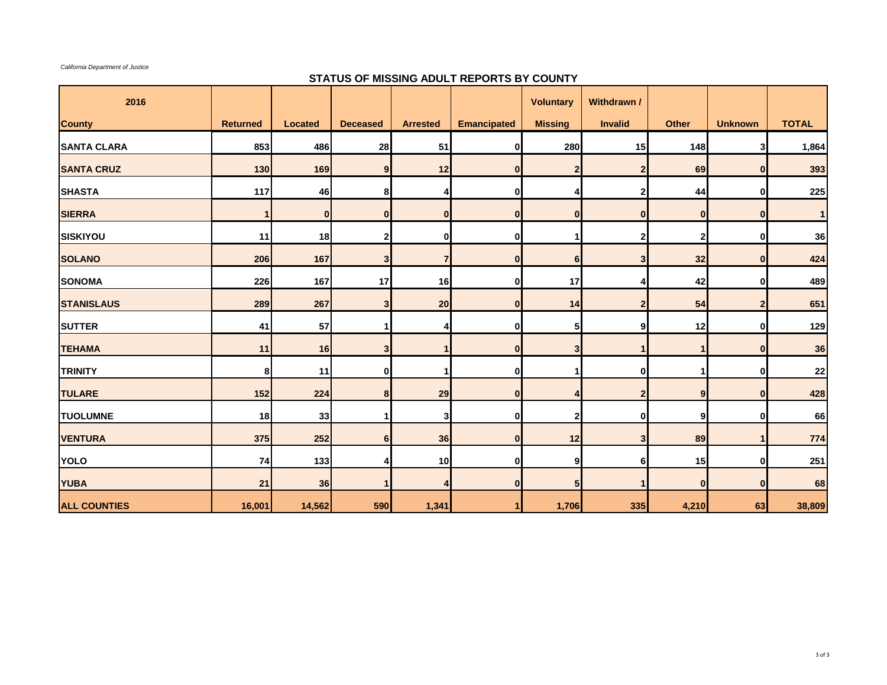*California Department of Justice*

## STATUS OF MISSING ADULT REPORTS BY COUNTY

| 2016<br>County | Returned | Located | Deceased | Arrested | Emancipated | Voluntary Missing | Withdrawn / Invalid | Other | Unknown | TOTAL |
|---|---|---|---|---|---|---|---|---|---|---|
| SANTA CLARA | 853 | 486 | 28 | 51 | 0 | 280 | 15 | 148 | 3 | 1,864 |
| SANTA CRUZ | 130 | 169 | 9 | 12 | 0 | 2 | 2 | 69 | 0 | 393 |
| SHASTA | 117 | 46 | 8 | 4 | 0 | 4 | 2 | 44 | 0 | 225 |
| SIERRA | 1 | 0 | 0 | 0 | 0 | 0 | 0 | 0 | 0 | 1 |
| SISKIYOU | 11 | 18 | 2 | 0 | 0 | 1 | 2 | 2 | 0 | 36 |
| SOLANO | 206 | 167 | 3 | 7 | 0 | 6 | 3 | 32 | 0 | 424 |
| SONOMA | 226 | 167 | 17 | 16 | 0 | 17 | 4 | 42 | 0 | 489 |
| STANISLAUS | 289 | 267 | 3 | 20 | 0 | 14 | 2 | 54 | 2 | 651 |
| SUTTER | 41 | 57 | 1 | 4 | 0 | 5 | 9 | 12 | 0 | 129 |
| TEHAMA | 11 | 16 | 3 | 1 | 0 | 3 | 1 | 1 | 0 | 36 |
| TRINITY | 8 | 11 | 0 | 1 | 0 | 1 | 0 | 1 | 0 | 22 |
| TULARE | 152 | 224 | 8 | 29 | 0 | 4 | 2 | 9 | 0 | 428 |
| TUOLUMNE | 18 | 33 | 1 | 3 | 0 | 2 | 0 | 9 | 0 | 66 |
| VENTURA | 375 | 252 | 6 | 36 | 0 | 12 | 3 | 89 | 1 | 774 |
| YOLO | 74 | 133 | 4 | 10 | 0 | 9 | 6 | 15 | 0 | 251 |
| YUBA | 21 | 36 | 1 | 4 | 0 | 5 | 1 | 0 | 0 | 68 |
| ALL COUNTIES | 16,001 | 14,562 | 590 | 1,341 | 1 | 1,706 | 335 | 4,210 | 63 | 38,809 |